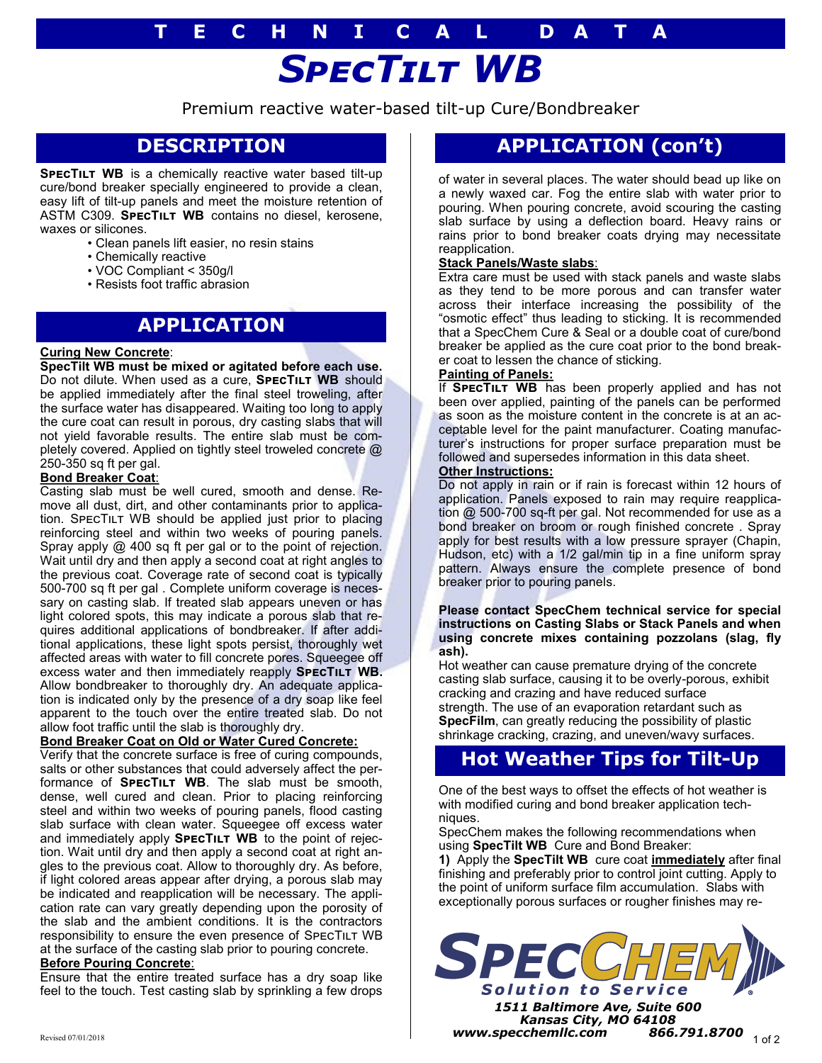# TECHNICAL DATA

# *SpecTilt WB*

Premium reactive water-based tilt-up Cure/Bondbreaker

## DESCRIPTION

**SpecTilt WB** is a chemically reactive water based tilt-up cure/bond breaker specially engineered to provide a clean, easy lift of tilt-up panels and meet the moisture retention of ASTM C309. **SpecTilt WB** contains no diesel, kerosene, waxes or silicones.

- Clean panels lift easier, no resin stains
- Chemically reactive
- VOC Compliant < 350g/l
- Resists foot traffic abrasion

## APPLICATION

**Curing New Concrete**:

**SpecTilt WB must be mixed or agitated before each use.** Do not dilute. When used as a cure, **SpecTilt WB** should be applied immediately after the final steel troweling, after the surface water has disappeared. Waiting too long to apply the cure coat can result in porous, dry casting slabs that will not yield favorable results. The entire slab must be completely covered. Applied on tightly steel troweled concrete @ 250-350 sq ft per gal.

**Bond Breaker Coat**:

Casting slab must be well cured, smooth and dense. Remove all dust, dirt, and other contaminants prior to application. SpecTilt WB should be applied just prior to placing reinforcing steel and within two weeks of pouring panels. Spray apply @ 400 sq ft per gal or to the point of rejection. Wait until dry and then apply a second coat at right angles to the previous coat. Coverage rate of second coat is typically 500-700 sq ft per gal . Complete uniform coverage is necessary on casting slab. If treated slab appears uneven or has light colored spots, this may indicate a porous slab that requires additional applications of bondbreaker. If after additional applications, these light spots persist, thoroughly wet affected areas with water to fill concrete pores. Squeegee off excess water and then immediately reapply **SpecTilt WB.** Allow bondbreaker to thoroughly dry. An adequate application is indicated only by the presence of a dry soap like feel apparent to the touch over the entire treated slab. Do not allow foot traffic until the slab is thoroughly dry.

**Bond Breaker Coat on Old or Water Cured Concrete:**

Verify that the concrete surface is free of curing compounds, salts or other substances that could adversely affect the performance of **SpecTilt WB**. The slab must be smooth, dense, well cured and clean. Prior to placing reinforcing steel and within two weeks of pouring panels, flood casting slab surface with clean water. Squeegee off excess water and immediately apply **SpecTilt WB** to the point of rejection. Wait until dry and then apply a second coat at right angles to the previous coat. Allow to thoroughly dry. As before, if light colored areas appear after drying, a porous slab may be indicated and reapplication will be necessary. The application rate can vary greatly depending upon the porosity of the slab and the ambient conditions. It is the contractors responsibility to ensure the even presence of SpecTilt WB at the surface of the casting slab prior to pouring concrete.

**Before Pouring Concrete**:

Ensure that the entire treated surface has a dry soap like feel to the touch. Test casting slab by sprinkling a few drops of water in several places. The water should bead up like on a newly waxed car. Fog the entire slab with water prior to pouring. When pouring concrete, avoid scouring the casting slab surface by using a deflection board. Heavy rains or rains prior to bond breaker coats drying may necessitate reapplication.

**Stack Panels/Waste slabs**:

Extra care must be used with stack panels and waste slabs as they tend to be more porous and can transfer water across their interface increasing the possibility of the "osmotic effect" thus leading to sticking. It is recommended that a SpecChem Cure & Seal or a double coat of cure/bond breaker be applied as the cure coat prior to the bond breaker coat to lessen the chance of sticking.

**Painting of Panels:**

If **SpecTilt WB** has been properly applied and has not been over applied, painting of the panels can be performed as soon as the moisture content in the concrete is at an acceptable level for the paint manufacturer. Coating manufacturer's instructions for proper surface preparation must be followed and supersedes information in this data sheet.

**Other Instructions:**

Do not apply in rain or if rain is forecast within 12 hours of application. Panels exposed to rain may require reapplication @ 500-700 sq-ft per gal. Not recommended for use as a bond breaker on broom or rough finished concrete . Spray apply for best results with a low pressure sprayer (Chapin, Hudson, etc) with a 1/2 gal/min tip in a fine uniform spray pattern. Always ensure the complete presence of bond breaker prior to pouring panels.

**Please contact SpecChem technical service for special instructions on Casting Slabs or Stack Panels and when using concrete mixes containing pozzolans (slag, fly ash).**

Hot weather can cause premature drying of the concrete casting slab surface, causing it to be overly-porous, exhibit cracking and crazing and have reduced surface strength. The use of an evaporation retardant such as **SpecFilm**, can greatly reducing the possibility of plastic shrinkage cracking, crazing, and uneven/wavy surfaces.

## Hot Weather Tips for Tilt-Up

One of the best ways to offset the effects of hot weather is with modified curing and bond breaker application techniques.

SpecChem makes the following recommendations when using **SpecTilt WB** Cure and Bond Breaker:

**1)** Apply the **SpecTilt WB** cure coat **immediately** after final finishing and preferably prior to control joint cutting. Apply to the point of uniform surface film accumulation. Slabs with exceptionally porous surfaces or rougher finishes may re-

SpecChem — Solution to Service

1511 Baltimore Ave, Suite 600
Kansas City, MO 64108
www.specchemllc.com 866.791.8700

Revised 07/01/2018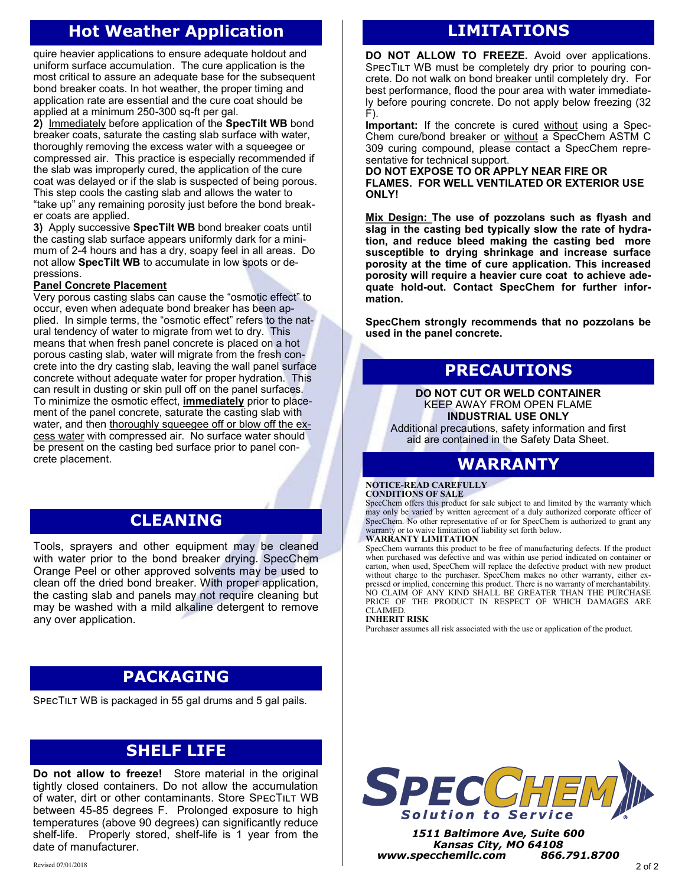## Hot Weather Application

quire heavier applications to ensure adequate holdout and uniform surface accumulation. The cure application is the most critical to assure an adequate base for the subsequent bond breaker coats. In hot weather, the proper timing and application rate are essential and the cure coat should be applied at a minimum 250-300 sq-ft per gal.

**2)** Immediately before application of the **SpecTilt WB** bond breaker coats, saturate the casting slab surface with water, thoroughly removing the excess water with a squeegee or compressed air. This practice is especially recommended if the slab was improperly cured, the application of the cure coat was delayed or if the slab is suspected of being porous. This step cools the casting slab and allows the water to "take up" any remaining porosity just before the bond breaker coats are applied.

**3)** Apply successive **SpecTilt WB** bond breaker coats until the casting slab surface appears uniformly dark for a minimum of 2-4 hours and has a dry, soapy feel in all areas. Do not allow **SpecTilt WB** to accumulate in low spots or depressions.

**Panel Concrete Placement**

Very porous casting slabs can cause the "osmotic effect" to occur, even when adequate bond breaker has been applied. In simple terms, the "osmotic effect" refers to the natural tendency of water to migrate from wet to dry. This means that when fresh panel concrete is placed on a hot porous casting slab, water will migrate from the fresh concrete into the dry casting slab, leaving the wall panel surface concrete without adequate water for proper hydration. This can result in dusting or skin pull off on the panel surfaces. To minimize the osmotic effect, **immediately** prior to placement of the panel concrete, saturate the casting slab with water, and then thoroughly squeegee off or blow off the excess water with compressed air. No surface water should be present on the casting bed surface prior to panel concrete placement.

## CLEANING

Tools, sprayers and other equipment may be cleaned with water prior to the bond breaker drying. SpecChem Orange Peel or other approved solvents may be used to clean off the dried bond breaker. With proper application, the casting slab and panels may not require cleaning but may be washed with a mild alkaline detergent to remove any over application.

## PACKAGING

SpecTilt WB is packaged in 55 gal drums and 5 gal pails.

## SHELF LIFE

**Do not allow to freeze!** Store material in the original tightly closed containers. Do not allow the accumulation of water, dirt or other contaminants. Store SpecTilt WB between 45-85 degrees F. Prolonged exposure to high temperatures (above 90 degrees) can significantly reduce shelf-life. Properly stored, shelf-life is 1 year from the date of manufacturer.

## LIMITATIONS

**DO NOT ALLOW TO FREEZE.** Avoid over applications. SpecTilt WB must be completely dry prior to pouring concrete. Do not walk on bond breaker until completely dry. For best performance, flood the pour area with water immediately before pouring concrete. Do not apply below freezing (32 F).

**Important:** If the concrete is cured without using a SpecChem cure/bond breaker or without a SpecChem ASTM C 309 curing compound, please contact a SpecChem representative for technical support.

**DO NOT EXPOSE TO OR APPLY NEAR FIRE OR FLAMES. FOR WELL VENTILATED OR EXTERIOR USE ONLY!**

**Mix Design: The use of pozzolans such as flyash and slag in the casting bed typically slow the rate of hydration, and reduce bleed making the casting bed more susceptible to drying shrinkage and increase surface porosity at the time of cure application. This increased porosity will require a heavier cure coat to achieve adequate hold-out. Contact SpecChem for further information.**

**SpecChem strongly recommends that no pozzolans be used in the panel concrete.**

## PRECAUTIONS

**DO NOT CUT OR WELD CONTAINER**
KEEP AWAY FROM OPEN FLAME
**INDUSTRIAL USE ONLY**
Additional precautions, safety information and first aid are contained in the Safety Data Sheet.

## WARRANTY

**NOTICE-READ CAREFULLY**
**CONDITIONS OF SALE**

SpecChem offers this product for sale subject to and limited by the warranty which may only be varied by written agreement of a duly authorized corporate officer of SpecChem. No other representative of or for SpecChem is authorized to grant any warranty or to waive limitation of liability set forth below.

**WARRANTY LIMITATION**

SpecChem warrants this product to be free of manufacturing defects. If the product when purchased was defective and was within use period indicated on container or carton, when used, SpecChem will replace the defective product with new product without charge to the purchaser. SpecChem makes no other warranty, either expressed or implied, concerning this product. There is no warranty of merchantability. NO CLAIM OF ANY KIND SHALL BE GREATER THAN THE PURCHASE PRICE OF THE PRODUCT IN RESPECT OF WHICH DAMAGES ARE CLAIMED.

**INHERIT RISK**

Purchaser assumes all risk associated with the use or application of the product.

SPECCHEM
*Solution to Service*

*1511 Baltimore Ave, Suite 600*
*Kansas City, MO 64108*
*www.specchemllc.com 866.791.8700*

Revised 07/01/2018